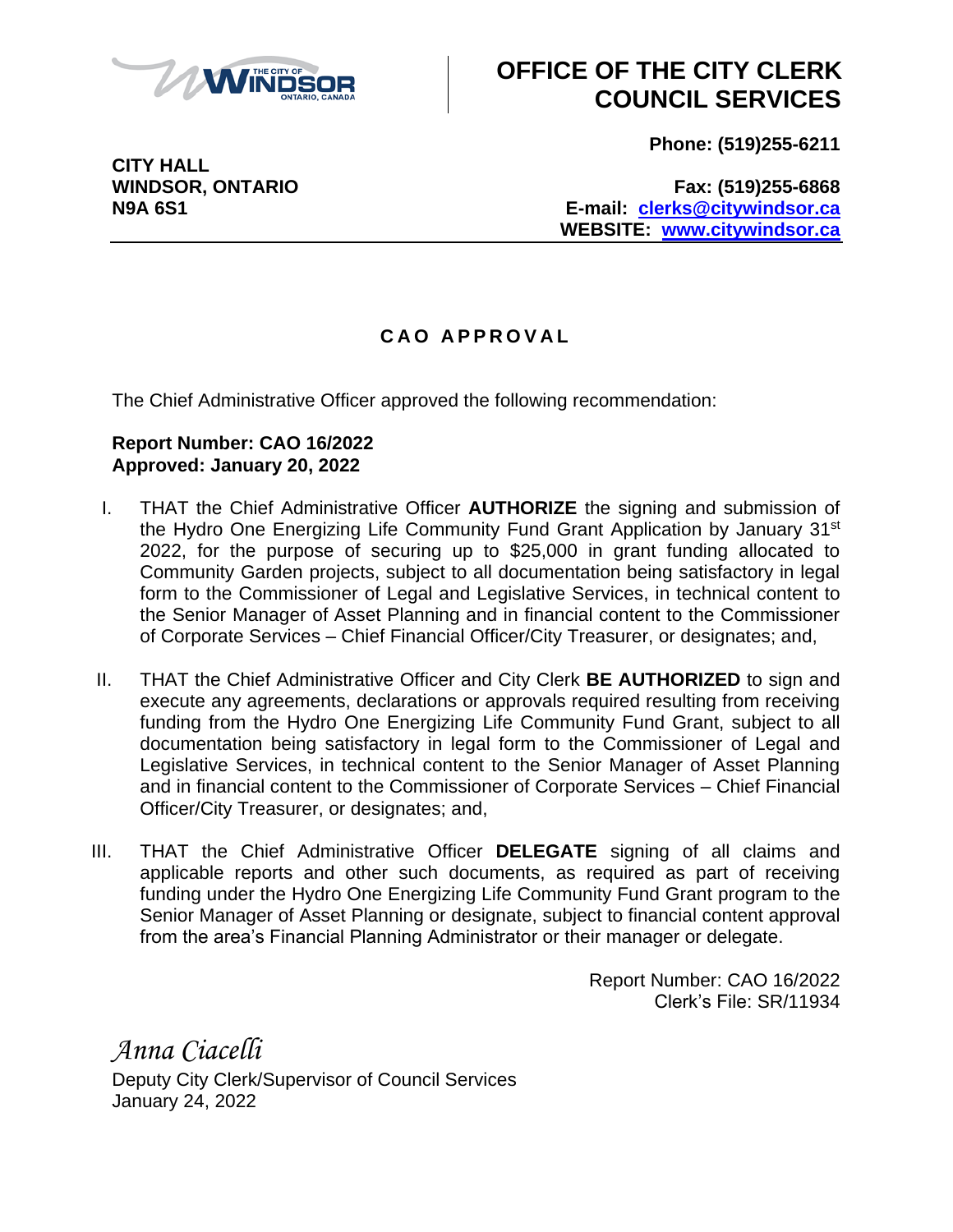# OFFICE OF THE CITY CLERK COUNCIL SERVICES

**CITY HALL**
**WINDSOR, ONTARIO**
**N9A 6S1**

**Phone: (519)255-6211**

**Fax: (519)255-6868**
**E-mail: clerks@citywindsor.ca**
**WEBSITE: www.citywindsor.ca**

## C A O  A P P R O V A L

The Chief Administrative Officer approved the following recommendation:

**Report Number: CAO 16/2022**
**Approved: January 20, 2022**

I. THAT the Chief Administrative Officer **AUTHORIZE** the signing and submission of the Hydro One Energizing Life Community Fund Grant Application by January 31st 2022, for the purpose of securing up to $25,000 in grant funding allocated to Community Garden projects, subject to all documentation being satisfactory in legal form to the Commissioner of Legal and Legislative Services, in technical content to the Senior Manager of Asset Planning and in financial content to the Commissioner of Corporate Services – Chief Financial Officer/City Treasurer, or designates; and,

II. THAT the Chief Administrative Officer and City Clerk **BE AUTHORIZED** to sign and execute any agreements, declarations or approvals required resulting from receiving funding from the Hydro One Energizing Life Community Fund Grant, subject to all documentation being satisfactory in legal form to the Commissioner of Legal and Legislative Services, in technical content to the Senior Manager of Asset Planning and in financial content to the Commissioner of Corporate Services – Chief Financial Officer/City Treasurer, or designates; and,

III. THAT the Chief Administrative Officer **DELEGATE** signing of all claims and applicable reports and other such documents, as required as part of receiving funding under the Hydro One Energizing Life Community Fund Grant program to the Senior Manager of Asset Planning or designate, subject to financial content approval from the area's Financial Planning Administrator or their manager or delegate.

Report Number: CAO 16/2022
Clerk's File: SR/11934

*Anna Ciacelli*
Deputy City Clerk/Supervisor of Council Services
January 24, 2022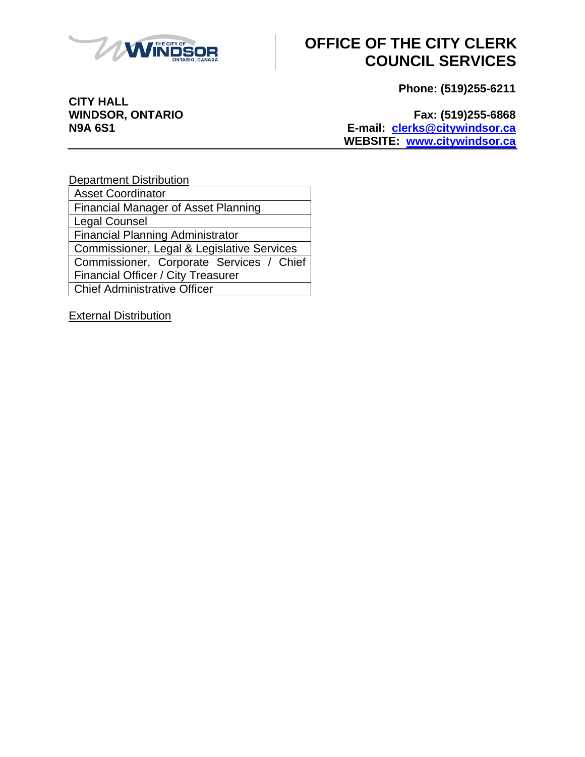# OFFICE OF THE CITY CLERK COUNCIL SERVICES

**CITY HALL**
**WINDSOR, ONTARIO**
**N9A 6S1**

**Phone: (519)255-6211**

**Fax: (519)255-6868**
**E-mail: clerks@citywindsor.ca**
**WEBSITE: www.citywindsor.ca**

Department Distribution

| |
|---|
| Asset Coordinator |
| Financial Manager of Asset Planning |
| Legal Counsel |
| Financial Planning Administrator |
| Commissioner, Legal & Legislative Services |
| Commissioner, Corporate Services / Chief Financial Officer / City Treasurer |
| Chief Administrative Officer |

External Distribution